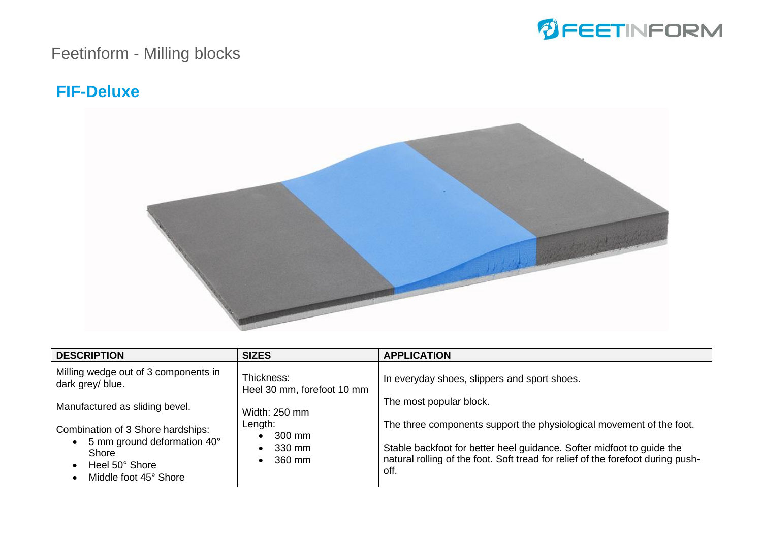Feetinform - Milling blocks

## FIF-Deluxe

| DESCRIPTION | SIZES | APPLICATION |
| --- | --- | --- |
| Milling wedge out of 3 components in dark grey/ blue.<br><br>Manufactured as sliding bevel.<br><br>Combination of 3 Shore hardships:<br>• 5 mm ground deformation 40° Shore<br>• Heel 50° Shore<br>• Middle foot 45° Shore | Thickness:<br>Heel 30 mm, forefoot 10 mm<br><br>Width: 250 mm<br>Length:<br>• 300 mm<br>• 330 mm<br>• 360 mm | In everyday shoes, slippers and sport shoes.<br><br>The most popular block.<br><br>The three components support the physiological movement of the foot.<br><br>Stable backfoot for better heel guidance. Softer midfoot to guide the natural rolling of the foot. Soft tread for relief of the forefoot during push-off. |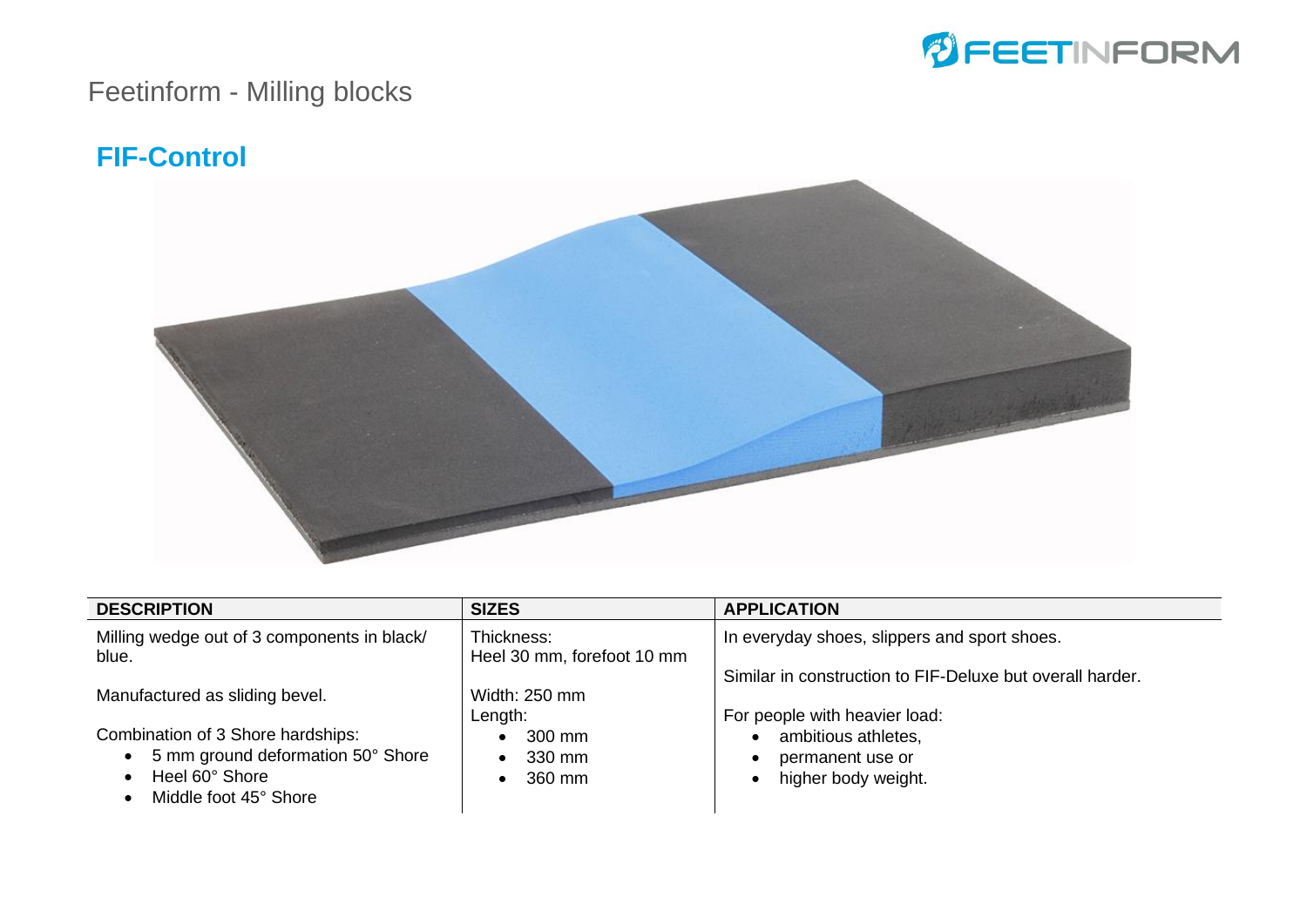Feetinform - Milling blocks

## FIF-Control

| DESCRIPTION | SIZES | APPLICATION |
|---|---|---|
| Milling wedge out of 3 components in black/ blue.<br><br>Manufactured as sliding bevel.<br><br>Combination of 3 Shore hardships:<br>• 5 mm ground deformation 50° Shore<br>• Heel 60° Shore<br>• Middle foot 45° Shore | Thickness:<br>Heel 30 mm, forefoot 10 mm<br><br>Width: 250 mm<br>Length:<br>• 300 mm<br>• 330 mm<br>• 360 mm | In everyday shoes, slippers and sport shoes.<br><br>Similar in construction to FIF-Deluxe but overall harder.<br><br>For people with heavier load:<br>• ambitious athletes,<br>• permanent use or<br>• higher body weight. |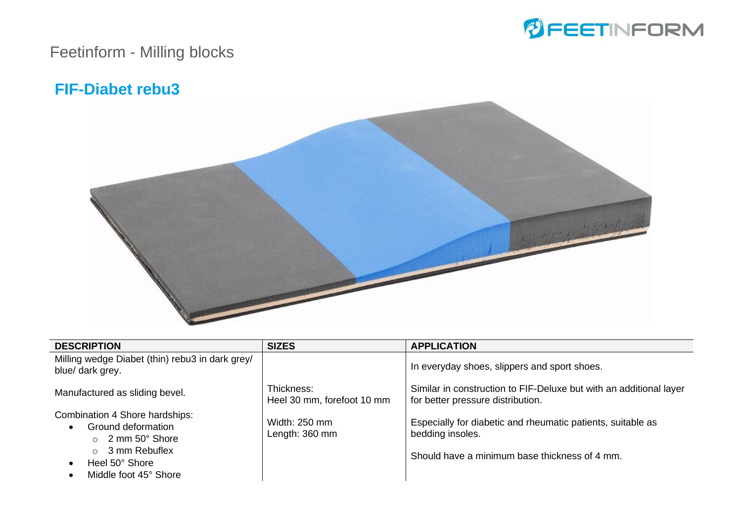Feetinform - Milling blocks

## FIF-Diabet rebu3

| DESCRIPTION | SIZES | APPLICATION |
| --- | --- | --- |
| Milling wedge Diabet (thin) rebu3 in dark grey/ blue/ dark grey.<br><br>Manufactured as sliding bevel.<br><br>Combination 4 Shore hardships:<br>• Ground deformation<br>  ○ 2 mm 50° Shore<br>  ○ 3 mm Rebuflex<br>• Heel 50° Shore<br>• Middle foot 45° Shore | Thickness:<br>Heel 30 mm, forefoot 10 mm<br><br>Width: 250 mm<br>Length: 360 mm | In everyday shoes, slippers and sport shoes.<br><br>Similar in construction to FIF-Deluxe but with an additional layer for better pressure distribution.<br><br>Especially for diabetic and rheumatic patients, suitable as bedding insoles.<br><br>Should have a minimum base thickness of 4 mm. |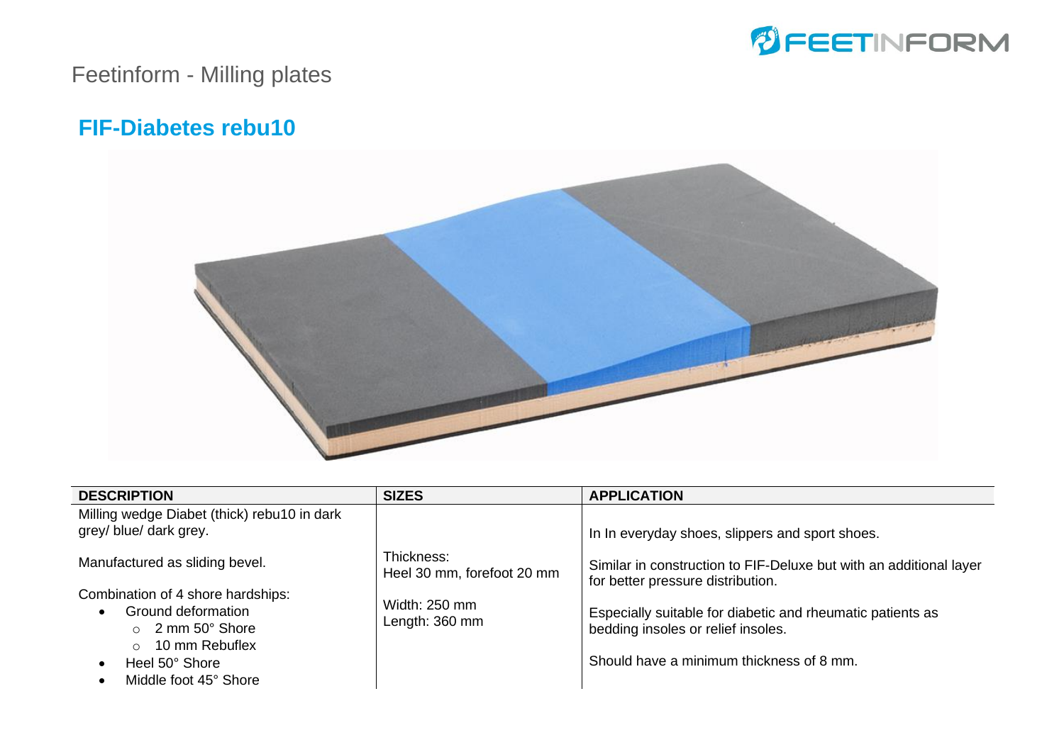Feetinform - Milling plates

## FIF-Diabetes rebu10

| DESCRIPTION | SIZES | APPLICATION |
|---|---|---|
| Milling wedge Diabet (thick) rebu10 in dark grey/ blue/ dark grey.<br><br>Manufactured as sliding bevel.<br><br>Combination of 4 shore hardships:<br>• Ground deformation<br>  ○ 2 mm 50° Shore<br>  ○ 10 mm Rebuflex<br>• Heel 50° Shore<br>• Middle foot 45° Shore | Thickness:<br>Heel 30 mm, forefoot 20 mm<br><br>Width: 250 mm<br>Length: 360 mm | In In everyday shoes, slippers and sport shoes.<br><br>Similar in construction to FIF-Deluxe but with an additional layer for better pressure distribution.<br><br>Especially suitable for diabetic and rheumatic patients as bedding insoles or relief insoles.<br><br>Should have a minimum thickness of 8 mm. |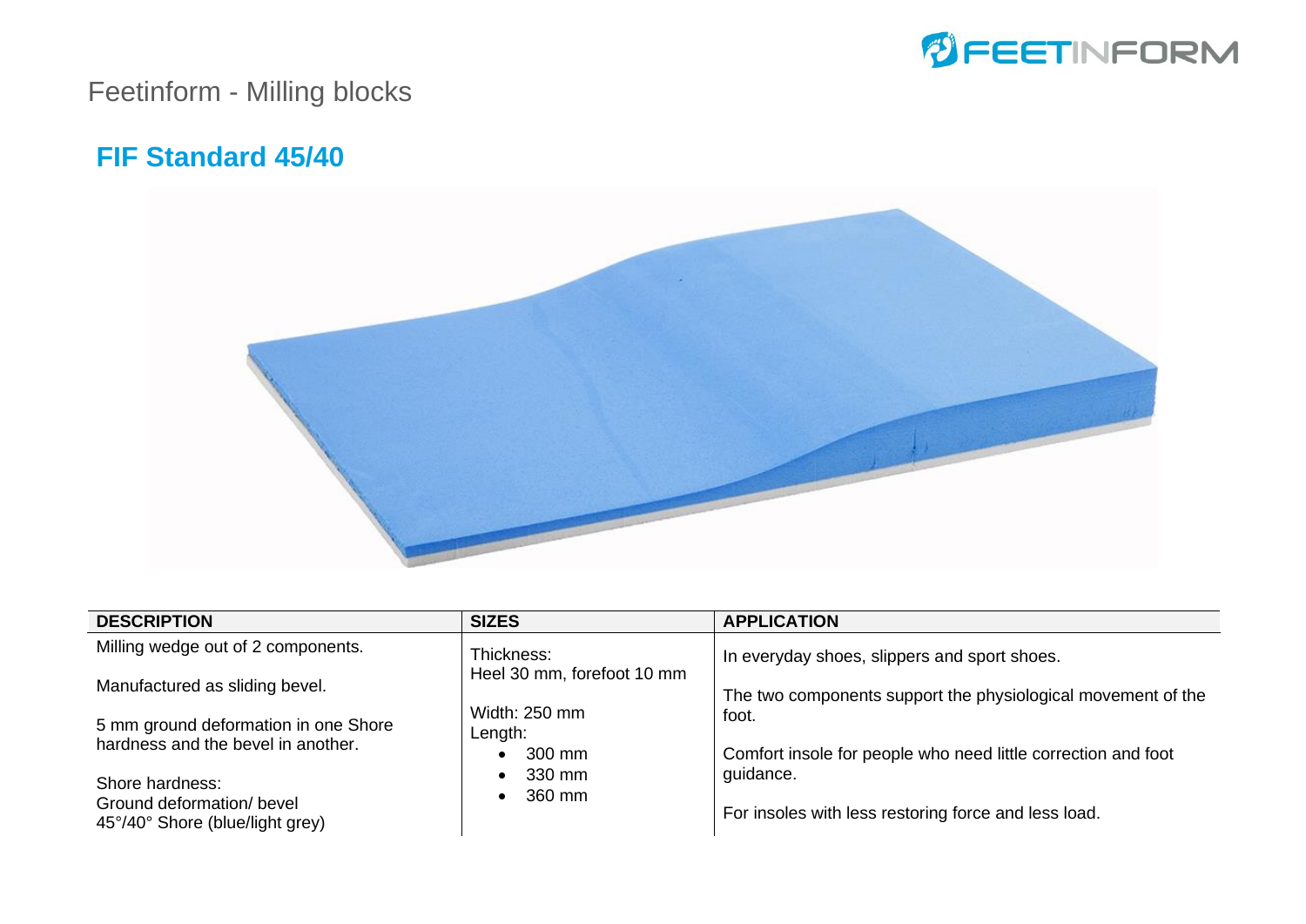Feetinform - Milling blocks

## FIF Standard 45/40

| DESCRIPTION | SIZES | APPLICATION |
|---|---|---|
| Milling wedge out of 2 components.<br><br>Manufactured as sliding bevel.<br><br>5 mm ground deformation in one Shore hardness and the bevel in another.<br><br>Shore hardness:<br>Ground deformation/ bevel<br>45°/40° Shore (blue/light grey) | Thickness:<br>Heel 30 mm, forefoot 10 mm<br><br>Width: 250 mm<br>Length:<br>• 300 mm<br>• 330 mm<br>• 360 mm | In everyday shoes, slippers and sport shoes.<br><br>The two components support the physiological movement of the foot.<br><br>Comfort insole for people who need little correction and foot guidance.<br><br>For insoles with less restoring force and less load. |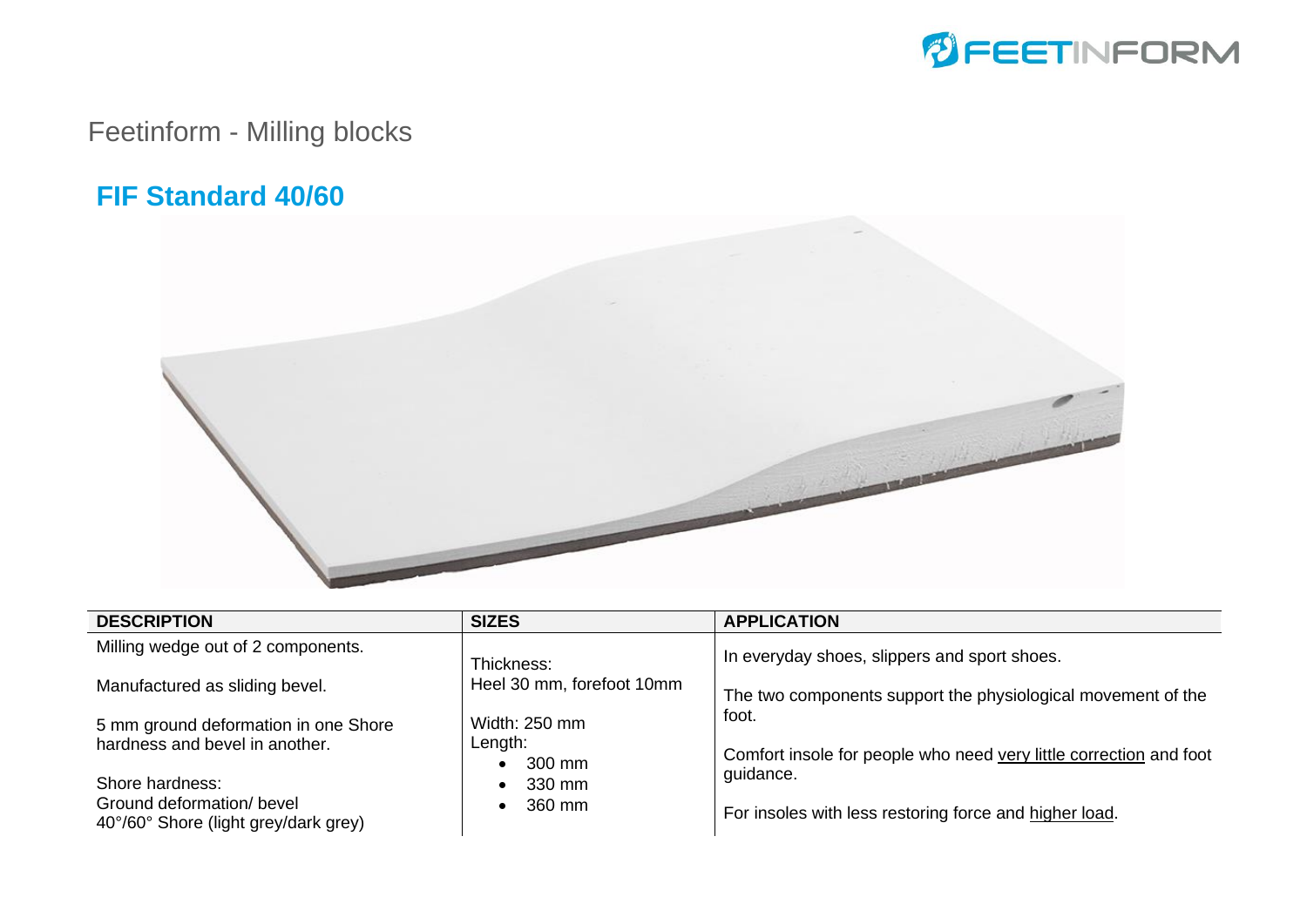Feetinform - Milling blocks

## FIF Standard 40/60

| DESCRIPTION | SIZES | APPLICATION |
| --- | --- | --- |
| Milling wedge out of 2 components.<br><br>Manufactured as sliding bevel.<br><br>5 mm ground deformation in one Shore hardness and bevel in another.<br><br>Shore hardness:<br>Ground deformation/ bevel<br>40°/60° Shore (light grey/dark grey) | Thickness:<br>Heel 30 mm, forefoot 10mm<br><br>Width: 250 mm<br>Length:<br>• 300 mm<br>• 330 mm<br>• 360 mm | In everyday shoes, slippers and sport shoes.<br><br>The two components support the physiological movement of the foot.<br><br>Comfort insole for people who need <u>very little correction</u> and foot guidance.<br><br>For insoles with less restoring force and <u>higher load</u>. |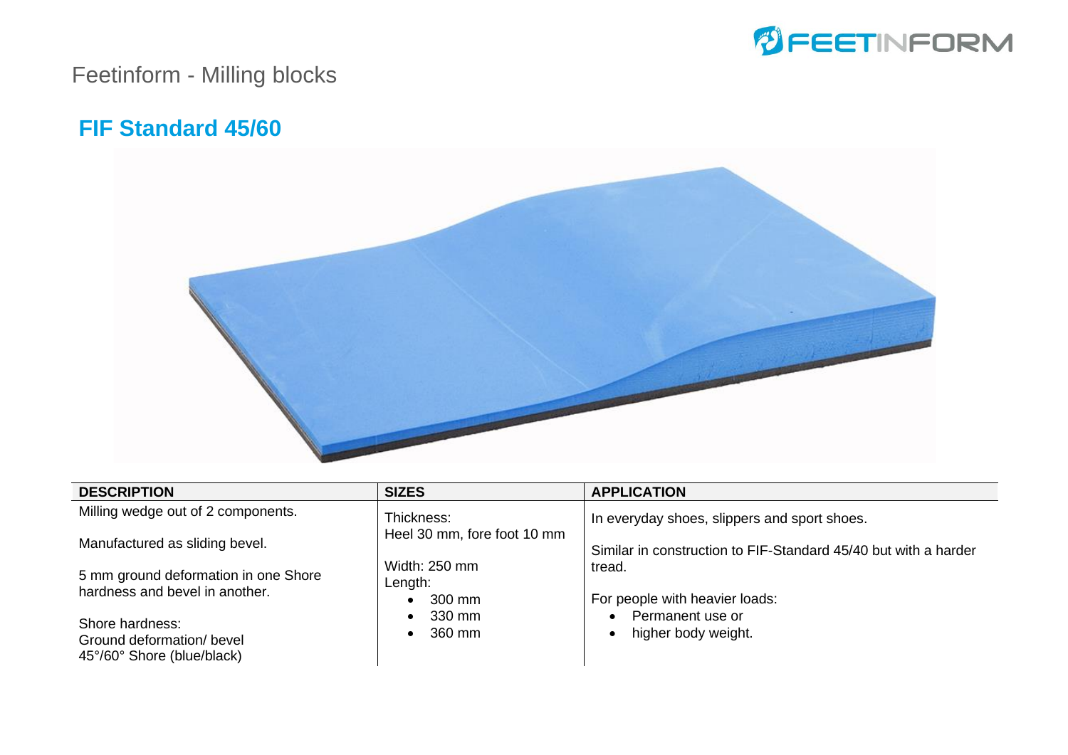Feetinform - Milling blocks

## FIF Standard 45/60

| DESCRIPTION | SIZES | APPLICATION |
|---|---|---|
| Milling wedge out of 2 components.<br><br>Manufactured as sliding bevel.<br><br>5 mm ground deformation in one Shore hardness and bevel in another.<br><br>Shore hardness:<br>Ground deformation/ bevel<br>45°/60° Shore (blue/black) | Thickness:<br>Heel 30 mm, fore foot 10 mm<br><br>Width: 250 mm<br>Length:<br>• 300 mm<br>• 330 mm<br>• 360 mm | In everyday shoes, slippers and sport shoes.<br><br>Similar in construction to FIF-Standard 45/40 but with a harder tread.<br><br>For people with heavier loads:<br>• Permanent use or<br>• higher body weight. |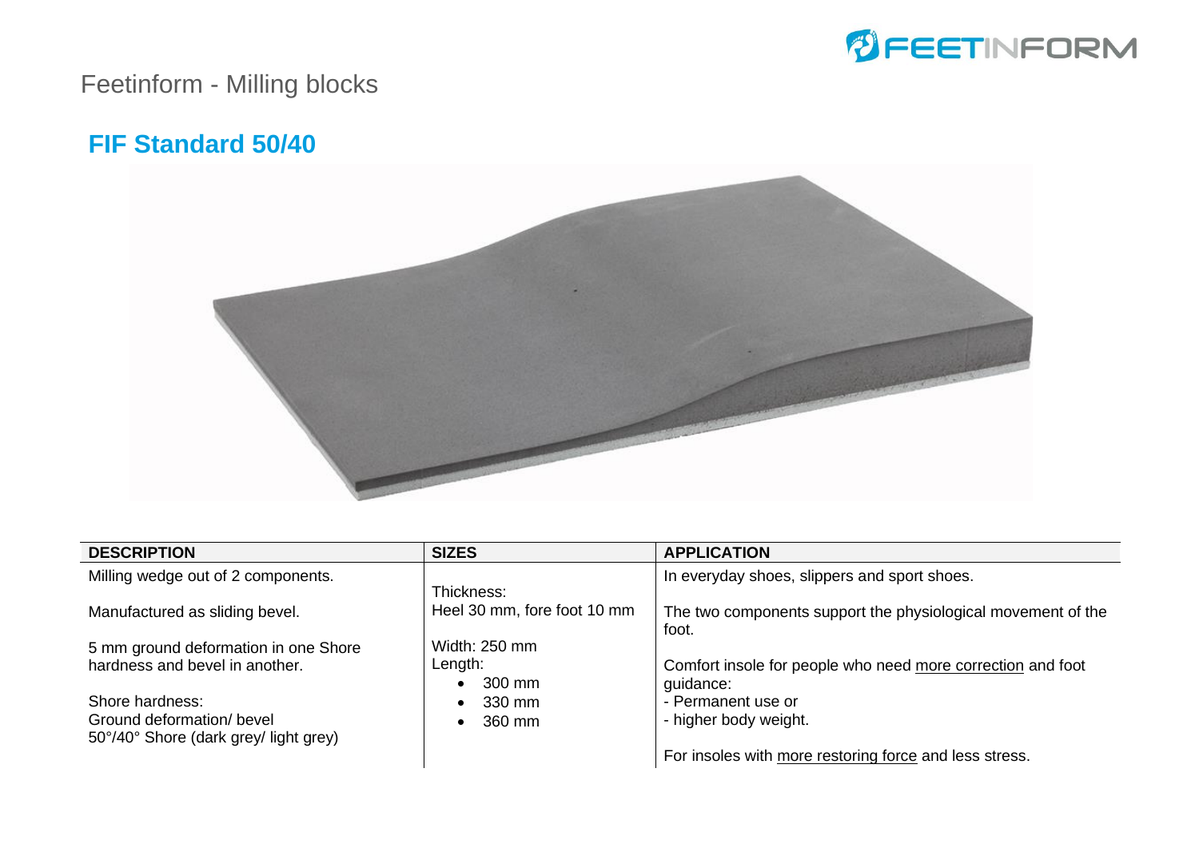Feetinform - Milling blocks

## FIF Standard 50/40

| DESCRIPTION | SIZES | APPLICATION |
|---|---|---|
| Milling wedge out of 2 components.<br><br>Manufactured as sliding bevel.<br><br>5 mm ground deformation in one Shore hardness and bevel in another.<br><br>Shore hardness:<br>Ground deformation/ bevel<br>50°/40° Shore (dark grey/ light grey) | Thickness:<br>Heel 30 mm, fore foot 10 mm<br><br>Width: 250 mm<br>Length:<br>• 300 mm<br>• 330 mm<br>• 360 mm | In everyday shoes, slippers and sport shoes.<br><br>The two components support the physiological movement of the foot.<br><br>Comfort insole for people who need more correction and foot guidance:<br>- Permanent use or<br>- higher body weight.<br><br>For insoles with more restoring force and less stress. |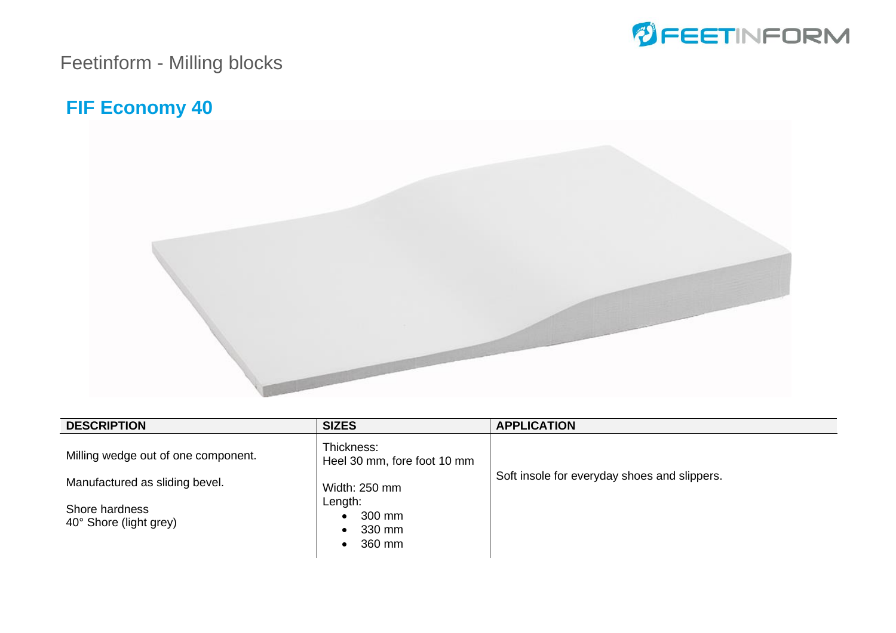Feetinform - Milling blocks

## FIF Economy 40

| DESCRIPTION | SIZES | APPLICATION |
| --- | --- | --- |
| Milling wedge out of one component.<br><br>Manufactured as sliding bevel.<br><br>Shore hardness<br>40° Shore (light grey) | Thickness:<br>Heel 30 mm, fore foot 10 mm<br><br>Width: 250 mm<br>Length:<br>• 300 mm<br>• 330 mm<br>• 360 mm | Soft insole for everyday shoes and slippers. |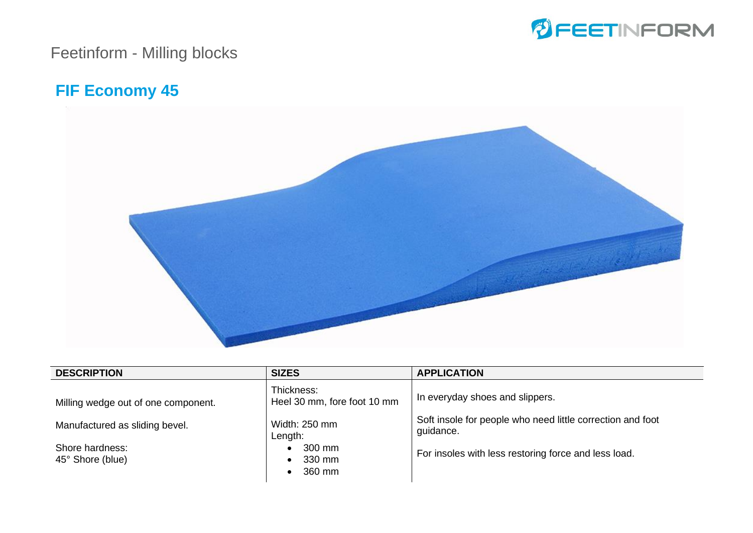Feetinform - Milling blocks

## FIF Economy 45

| DESCRIPTION | SIZES | APPLICATION |
| --- | --- | --- |
| Milling wedge out of one component.<br><br>Manufactured as sliding bevel.<br><br>Shore hardness:<br>45° Shore (blue) | Thickness:<br>Heel 30 mm, fore foot 10 mm<br><br>Width: 250 mm<br>Length:<br>• 300 mm<br>• 330 mm<br>• 360 mm | In everyday shoes and slippers.<br><br>Soft insole for people who need little correction and foot guidance.<br><br>For insoles with less restoring force and less load. |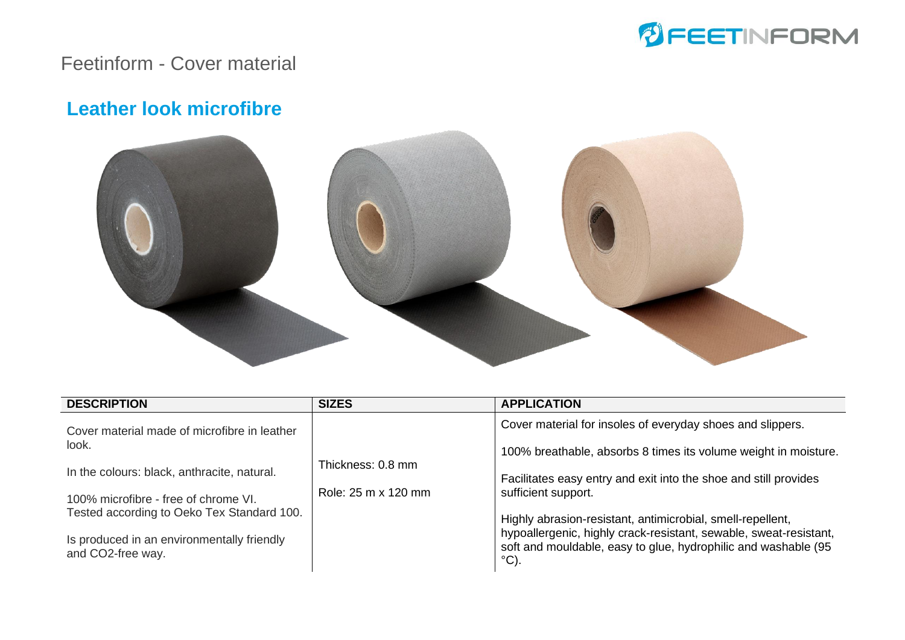# Feetinform - Cover material

## Leather look microfibre

| DESCRIPTION | SIZES | APPLICATION |
|---|---|---|
| Cover material made of microfibre in leather look.<br><br>In the colours: black, anthracite, natural.<br><br>100% microfibre - free of chrome VI. Tested according to Oeko Tex Standard 100.<br><br>Is produced in an environmentally friendly and $CO_2$-free way. | Thickness: 0.8 mm<br><br>Role: 25 m x 120 mm | Cover material for insoles of everyday shoes and slippers.<br><br>100% breathable, absorbs 8 times its volume weight in moisture.<br><br>Facilitates easy entry and exit into the shoe and still provides sufficient support.<br><br>Highly abrasion-resistant, antimicrobial, smell-repellent, hypoallergenic, highly crack-resistant, sewable, sweat-resistant, soft and mouldable, easy to glue, hydrophilic and washable (95 °C). |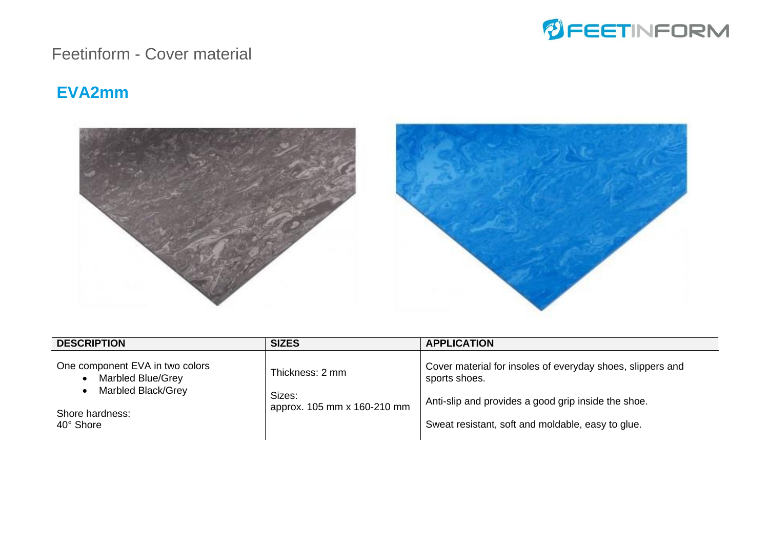Feetinform - Cover material

## EVA2mm

| DESCRIPTION | SIZES | APPLICATION |
|---|---|---|
| One component EVA in two colors<br>• Marbled Blue/Grey<br>• Marbled Black/Grey<br><br>Shore hardness:<br>40° Shore | Thickness: 2 mm<br><br>Sizes:<br>approx. 105 mm x 160-210 mm | Cover material for insoles of everyday shoes, slippers and sports shoes.<br><br>Anti-slip and provides a good grip inside the shoe.<br><br>Sweat resistant, soft and moldable, easy to glue. |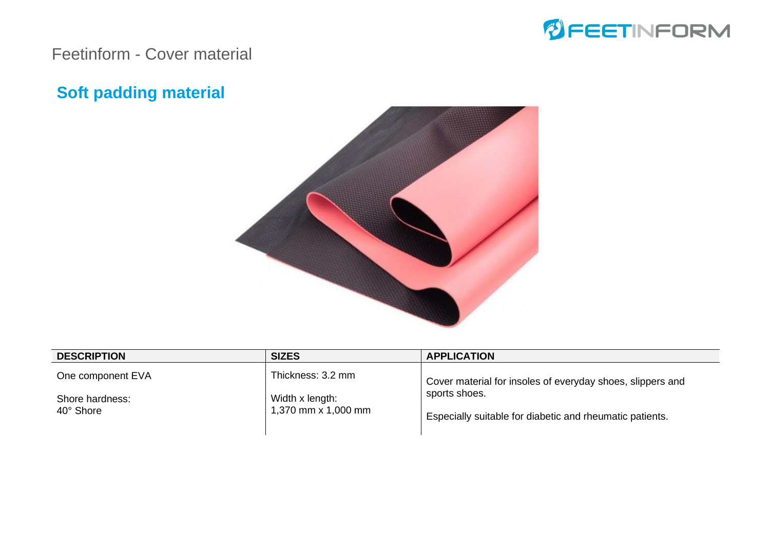Feetinform - Cover material

## Soft padding material

| DESCRIPTION | SIZES | APPLICATION |
|---|---|---|
| One component EVA<br><br>Shore hardness:<br>40° Shore | Thickness: 3.2 mm<br><br>Width x length:<br>1,370 mm x 1,000 mm | Cover material for insoles of everyday shoes, slippers and sports shoes.<br><br>Especially suitable for diabetic and rheumatic patients. |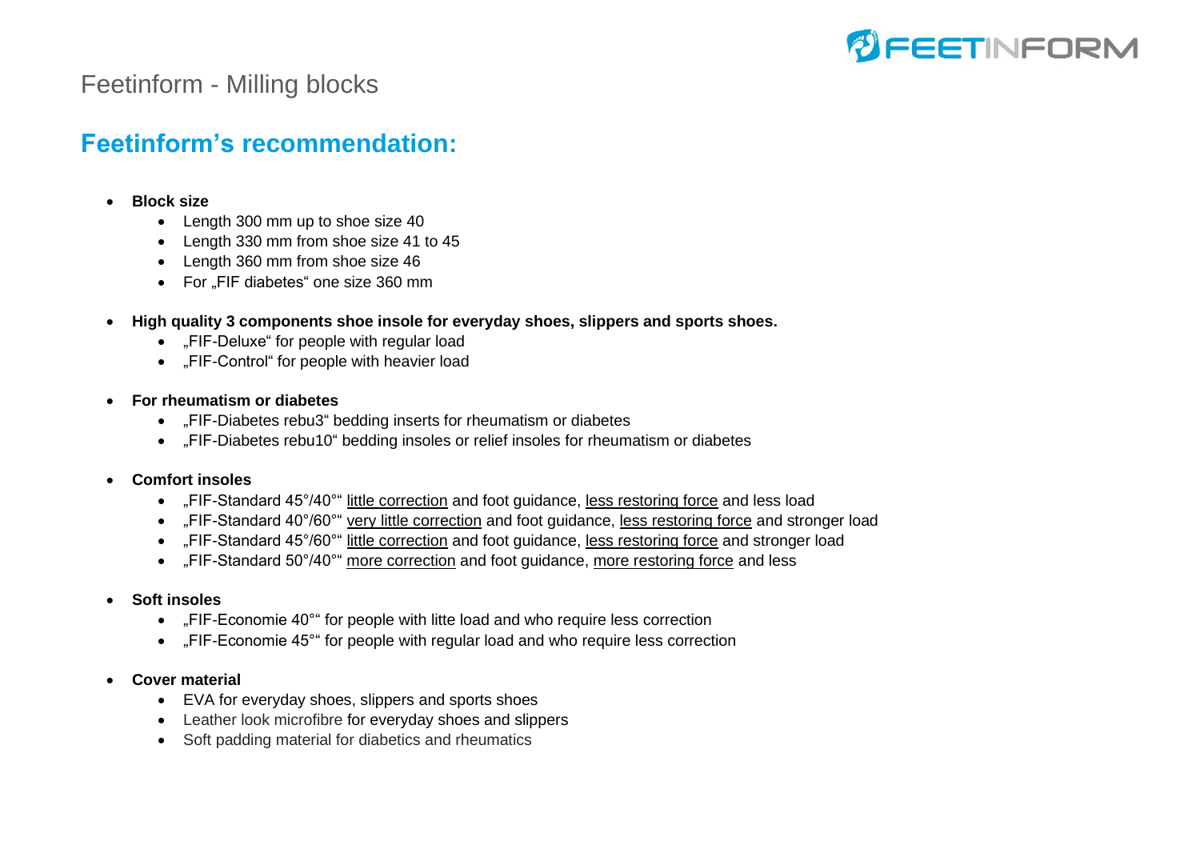Feetinform - Milling blocks

## Feetinform's recommendation:

- **Block size**
  - Length 300 mm up to shoe size 40
  - Length 330 mm from shoe size 41 to 45
  - Length 360 mm from shoe size 46
  - For „FIF diabetes“ one size 360 mm

- **High quality 3 components shoe insole for everyday shoes, slippers and sports shoes.**
  - „FIF-Deluxe“ for people with regular load
  - „FIF-Control“ for people with heavier load

- **For rheumatism or diabetes**
  - „FIF-Diabetes rebu3“ bedding inserts for rheumatism or diabetes
  - „FIF-Diabetes rebu10“ bedding insoles or relief insoles for rheumatism or diabetes

- **Comfort insoles**
  - „FIF-Standard 45°/40°“ <u>little correction</u> and foot guidance, <u>less restoring force</u> and less load
  - „FIF-Standard 40°/60°“ <u>very little correction</u> and foot guidance, <u>less restoring force</u> and stronger load
  - „FIF-Standard 45°/60°“ <u>little correction</u> and foot guidance, <u>less restoring force</u> and stronger load
  - „FIF-Standard 50°/40°“ <u>more correction</u> and foot guidance, <u>more restoring force</u> and less

- **Soft insoles**
  - „FIF-Economie 40°“ for people with litte load and who require less correction
  - „FIF-Economie 45°“ for people with regular load and who require less correction

- **Cover material**
  - EVA for everyday shoes, slippers and sports shoes
  - Leather look microfibre for everyday shoes and slippers
  - Soft padding material for diabetics and rheumatics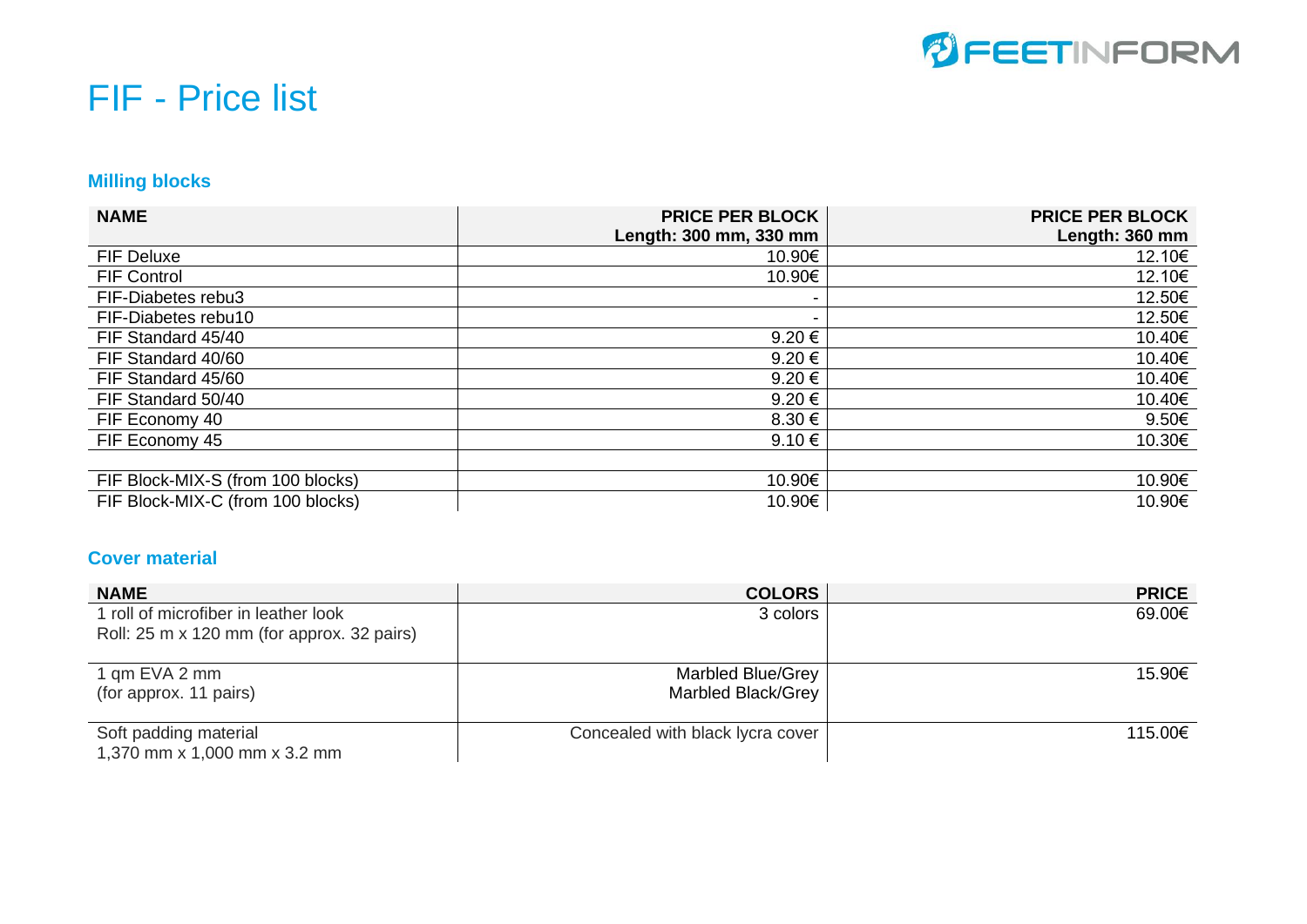# FIF - Price list

### Milling blocks

| NAME | PRICE PER BLOCK Length: 300 mm, 330 mm | PRICE PER BLOCK Length: 360 mm |
|---|---|---|
| FIF Deluxe | 10.90€ | 12.10€ |
| FIF Control | 10.90€ | 12.10€ |
| FIF-Diabetes rebu3 | - | 12.50€ |
| FIF-Diabetes rebu10 | - | 12.50€ |
| FIF Standard 45/40 | 9.20 € | 10.40€ |
| FIF Standard 40/60 | 9.20 € | 10.40€ |
| FIF Standard 45/60 | 9.20 € | 10.40€ |
| FIF Standard 50/40 | 9.20 € | 10.40€ |
| FIF Economy 40 | 8.30 € | 9.50€ |
| FIF Economy 45 | 9.10 € | 10.30€ |
| | | |
| FIF Block-MIX-S (from 100 blocks) | 10.90€ | 10.90€ |
| FIF Block-MIX-C (from 100 blocks) | 10.90€ | 10.90€ |

### Cover material

| NAME | COLORS | PRICE |
|---|---|---|
| 1 roll of microfiber in leather look<br>Roll: 25 m x 120 mm (for approx. 32 pairs) | 3 colors | 69.00€ |
| 1 qm EVA 2 mm<br>(for approx. 11 pairs) | Marbled Blue/Grey<br>Marbled Black/Grey | 15.90€ |
| Soft padding material<br>1,370 mm x 1,000 mm x 3.2 mm | Concealed with black lycra cover | 115.00€ |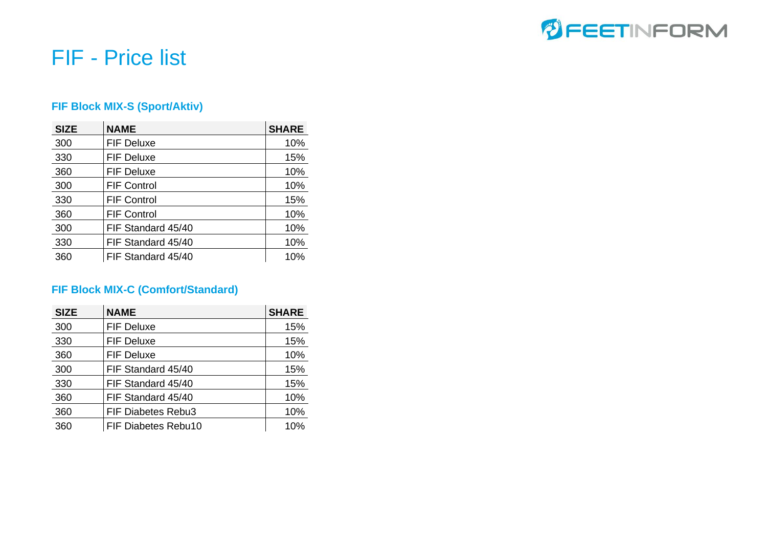# FIF - Price list

### FIF Block MIX-S (Sport/Aktiv)

| SIZE | NAME | SHARE |
|---|---|---|
| 300 | FIF Deluxe | 10% |
| 330 | FIF Deluxe | 15% |
| 360 | FIF Deluxe | 10% |
| 300 | FIF Control | 10% |
| 330 | FIF Control | 15% |
| 360 | FIF Control | 10% |
| 300 | FIF Standard 45/40 | 10% |
| 330 | FIF Standard 45/40 | 10% |
| 360 | FIF Standard 45/40 | 10% |

### FIF Block MIX-C (Comfort/Standard)

| SIZE | NAME | SHARE |
|---|---|---|
| 300 | FIF Deluxe | 15% |
| 330 | FIF Deluxe | 15% |
| 360 | FIF Deluxe | 10% |
| 300 | FIF Standard 45/40 | 15% |
| 330 | FIF Standard 45/40 | 15% |
| 360 | FIF Standard 45/40 | 10% |
| 360 | FIF Diabetes Rebu3 | 10% |
| 360 | FIF Diabetes Rebu10 | 10% |